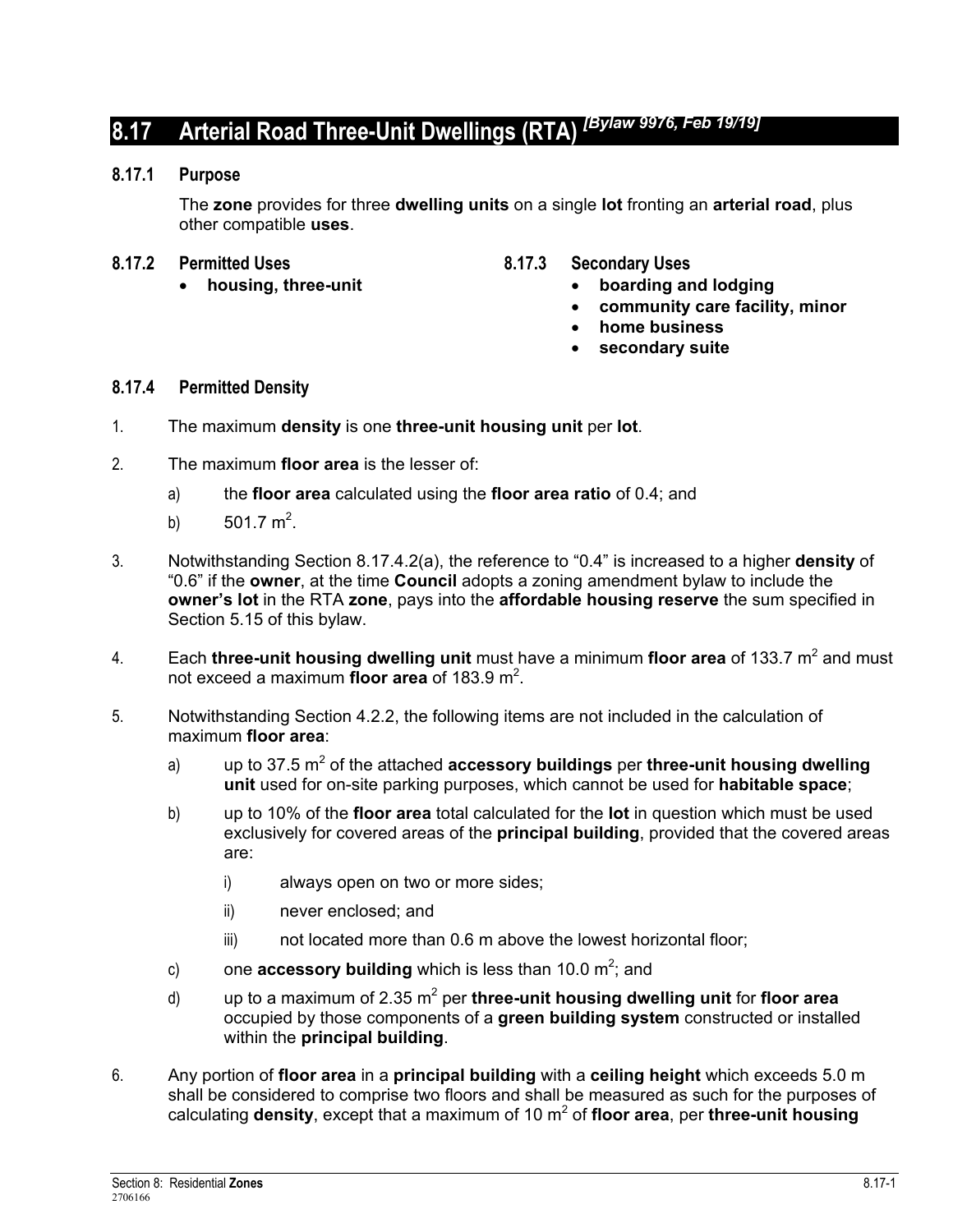# 8.17 Arterial Road Three-Unit Dwellings (RTA) *[Bylaw 9976, Feb 19/19]*

### 8.17.1 Purpose

The **zone** provides for three **dwelling units** on a single **lot** fronting an **arterial road**, plus other compatible **uses**.

### 8.17.2 Permitted Uses

- **housing, three-unit**

### 8.17.3 Secondary Uses

- **boarding and lodging**
- **community care facility, minor**
- **home business**
- **secondary suite**

### 8.17.4 Permitted Density

1. The maximum **density** is one **three-unit housing unit** per **lot**.

2. The maximum **floor area** is the lesser of:

   a) the **floor area** calculated using the **floor area ratio** of 0.4; and

   b) 501.7 m$^2$.

3. Notwithstanding Section 8.17.4.2(a), the reference to "0.4" is increased to a higher **density** of "0.6" if the **owner**, at the time **Council** adopts a zoning amendment bylaw to include the **owner's lot** in the RTA **zone**, pays into the **affordable housing reserve** the sum specified in Section 5.15 of this bylaw.

4. Each **three-unit housing dwelling unit** must have a minimum **floor area** of 133.7 m$^2$ and must not exceed a maximum **floor area** of 183.9 m$^2$.

5. Notwithstanding Section 4.2.2, the following items are not included in the calculation of maximum **floor area**:

   a) up to 37.5 m$^2$ of the attached **accessory buildings** per **three-unit housing dwelling unit** used for on-site parking purposes, which cannot be used for **habitable space**;

   b) up to 10% of the **floor area** total calculated for the **lot** in question which must be used exclusively for covered areas of the **principal building**, provided that the covered areas are:

      i) always open on two or more sides;

      ii) never enclosed; and

      iii) not located more than 0.6 m above the lowest horizontal floor;

   c) one **accessory building** which is less than 10.0 m$^2$; and

   d) up to a maximum of 2.35 m$^2$ per **three-unit housing dwelling unit** for **floor area** occupied by those components of a **green building system** constructed or installed within the **principal building**.

6. Any portion of **floor area** in a **principal building** with a **ceiling height** which exceeds 5.0 m shall be considered to comprise two floors and shall be measured as such for the purposes of calculating **density**, except that a maximum of 10 m$^2$ of **floor area**, per **three-unit housing**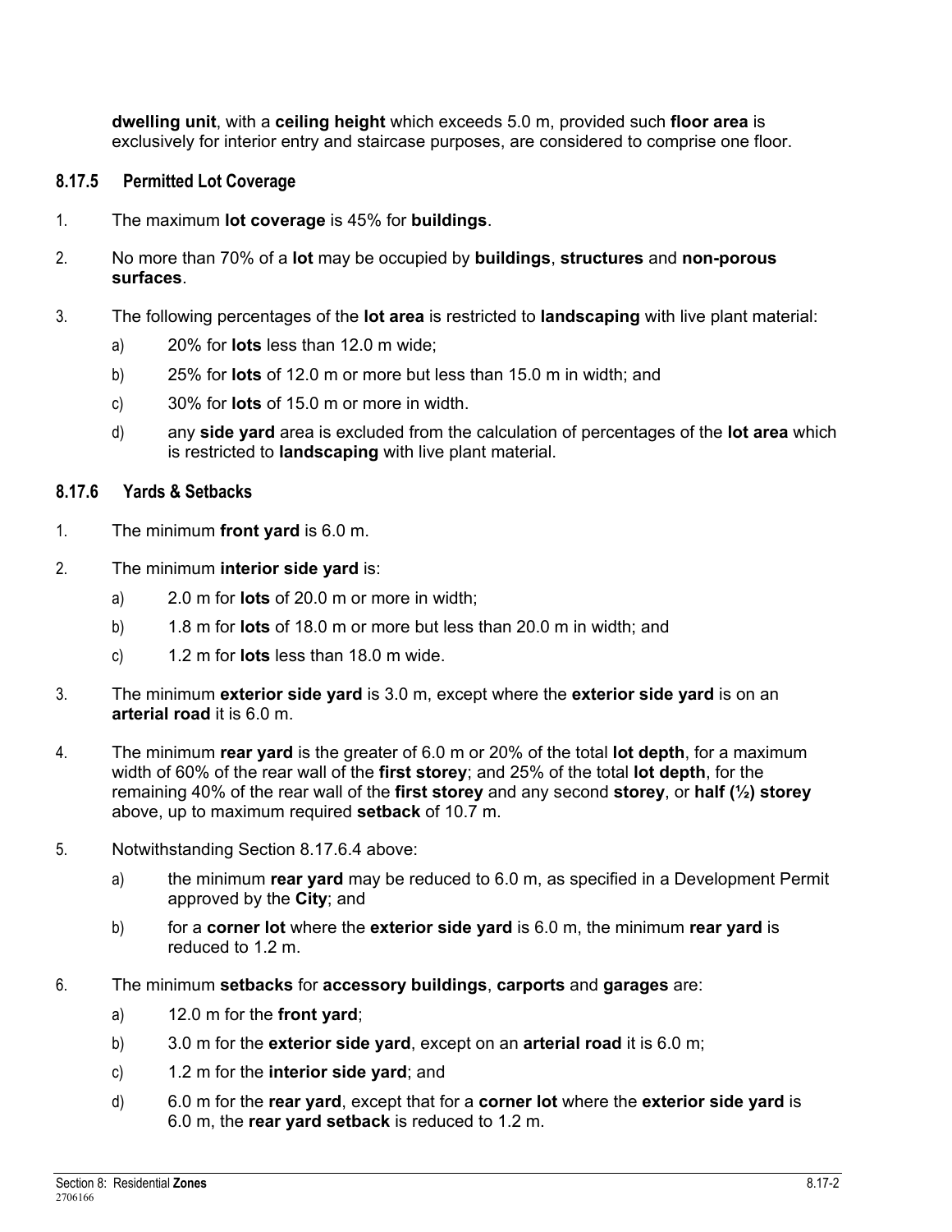**dwelling unit**, with a **ceiling height** which exceeds 5.0 m, provided such **floor area** is exclusively for interior entry and staircase purposes, are considered to comprise one floor.

### 8.17.5 Permitted Lot Coverage

1. The maximum **lot coverage** is 45% for **buildings**.

2. No more than 70% of a **lot** may be occupied by **buildings**, **structures** and **non-porous surfaces**.

3. The following percentages of the **lot area** is restricted to **landscaping** with live plant material:

   a) 20% for **lots** less than 12.0 m wide;

   b) 25% for **lots** of 12.0 m or more but less than 15.0 m in width; and

   c) 30% for **lots** of 15.0 m or more in width.

   d) any **side yard** area is excluded from the calculation of percentages of the **lot area** which is restricted to **landscaping** with live plant material.

### 8.17.6 Yards & Setbacks

1. The minimum **front yard** is 6.0 m.

2. The minimum **interior side yard** is:

   a) 2.0 m for **lots** of 20.0 m or more in width;

   b) 1.8 m for **lots** of 18.0 m or more but less than 20.0 m in width; and

   c) 1.2 m for **lots** less than 18.0 m wide.

3. The minimum **exterior side yard** is 3.0 m, except where the **exterior side yard** is on an **arterial road** it is 6.0 m.

4. The minimum **rear yard** is the greater of 6.0 m or 20% of the total **lot depth**, for a maximum width of 60% of the rear wall of the **first storey**; and 25% of the total **lot depth**, for the remaining 40% of the rear wall of the **first storey** and any second **storey**, or **half (½) storey** above, up to maximum required **setback** of 10.7 m.

5. Notwithstanding Section 8.17.6.4 above:

   a) the minimum **rear yard** may be reduced to 6.0 m, as specified in a Development Permit approved by the **City**; and

   b) for a **corner lot** where the **exterior side yard** is 6.0 m, the minimum **rear yard** is reduced to 1.2 m.

6. The minimum **setbacks** for **accessory buildings**, **carports** and **garages** are:

   a) 12.0 m for the **front yard**;

   b) 3.0 m for the **exterior side yard**, except on an **arterial road** it is 6.0 m;

   c) 1.2 m for the **interior side yard**; and

   d) 6.0 m for the **rear yard**, except that for a **corner lot** where the **exterior side yard** is 6.0 m, the **rear yard setback** is reduced to 1.2 m.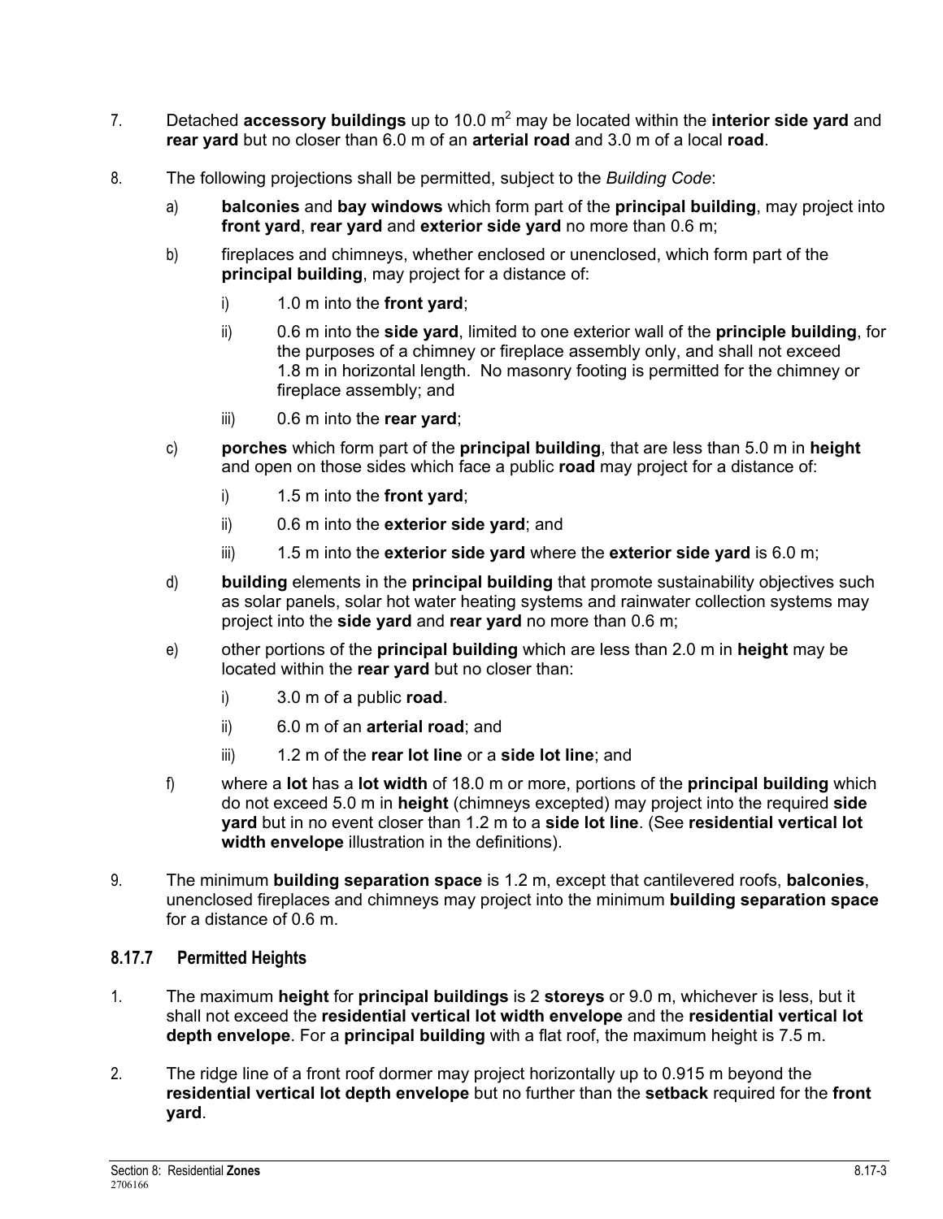7. Detached **accessory buildings** up to 10.0 $m^2$ may be located within the **interior side yard** and **rear yard** but no closer than 6.0 m of an **arterial road** and 3.0 m of a local **road**.

8. The following projections shall be permitted, subject to the *Building Code*:

   a) **balconies** and **bay windows** which form part of the **principal building**, may project into **front yard**, **rear yard** and **exterior side yard** no more than 0.6 m;

   b) fireplaces and chimneys, whether enclosed or unenclosed, which form part of the **principal building**, may project for a distance of:

      i) 1.0 m into the **front yard**;

      ii) 0.6 m into the **side yard**, limited to one exterior wall of the **principle building**, for the purposes of a chimney or fireplace assembly only, and shall not exceed 1.8 m in horizontal length. No masonry footing is permitted for the chimney or fireplace assembly; and

      iii) 0.6 m into the **rear yard**;

   c) **porches** which form part of the **principal building**, that are less than 5.0 m in **height** and open on those sides which face a public **road** may project for a distance of:

      i) 1.5 m into the **front yard**;

      ii) 0.6 m into the **exterior side yard**; and

      iii) 1.5 m into the **exterior side yard** where the **exterior side yard** is 6.0 m;

   d) **building** elements in the **principal building** that promote sustainability objectives such as solar panels, solar hot water heating systems and rainwater collection systems may project into the **side yard** and **rear yard** no more than 0.6 m;

   e) other portions of the **principal building** which are less than 2.0 m in **height** may be located within the **rear yard** but no closer than:

      i) 3.0 m of a public **road**.

      ii) 6.0 m of an **arterial road**; and

      iii) 1.2 m of the **rear lot line** or a **side lot line**; and

   f) where a **lot** has a **lot width** of 18.0 m or more, portions of the **principal building** which do not exceed 5.0 m in **height** (chimneys excepted) may project into the required **side yard** but in no event closer than 1.2 m to a **side lot line**. (See **residential vertical lot width envelope** illustration in the definitions).

9. The minimum **building separation space** is 1.2 m, except that cantilevered roofs, **balconies**, unenclosed fireplaces and chimneys may project into the minimum **building separation space** for a distance of 0.6 m.

### 8.17.7 Permitted Heights

1. The maximum **height** for **principal buildings** is 2 **storeys** or 9.0 m, whichever is less, but it shall not exceed the **residential vertical lot width envelope** and the **residential vertical lot depth envelope**. For a **principal building** with a flat roof, the maximum height is 7.5 m.

2. The ridge line of a front roof dormer may project horizontally up to 0.915 m beyond the **residential vertical lot depth envelope** but no further than the **setback** required for the **front yard**.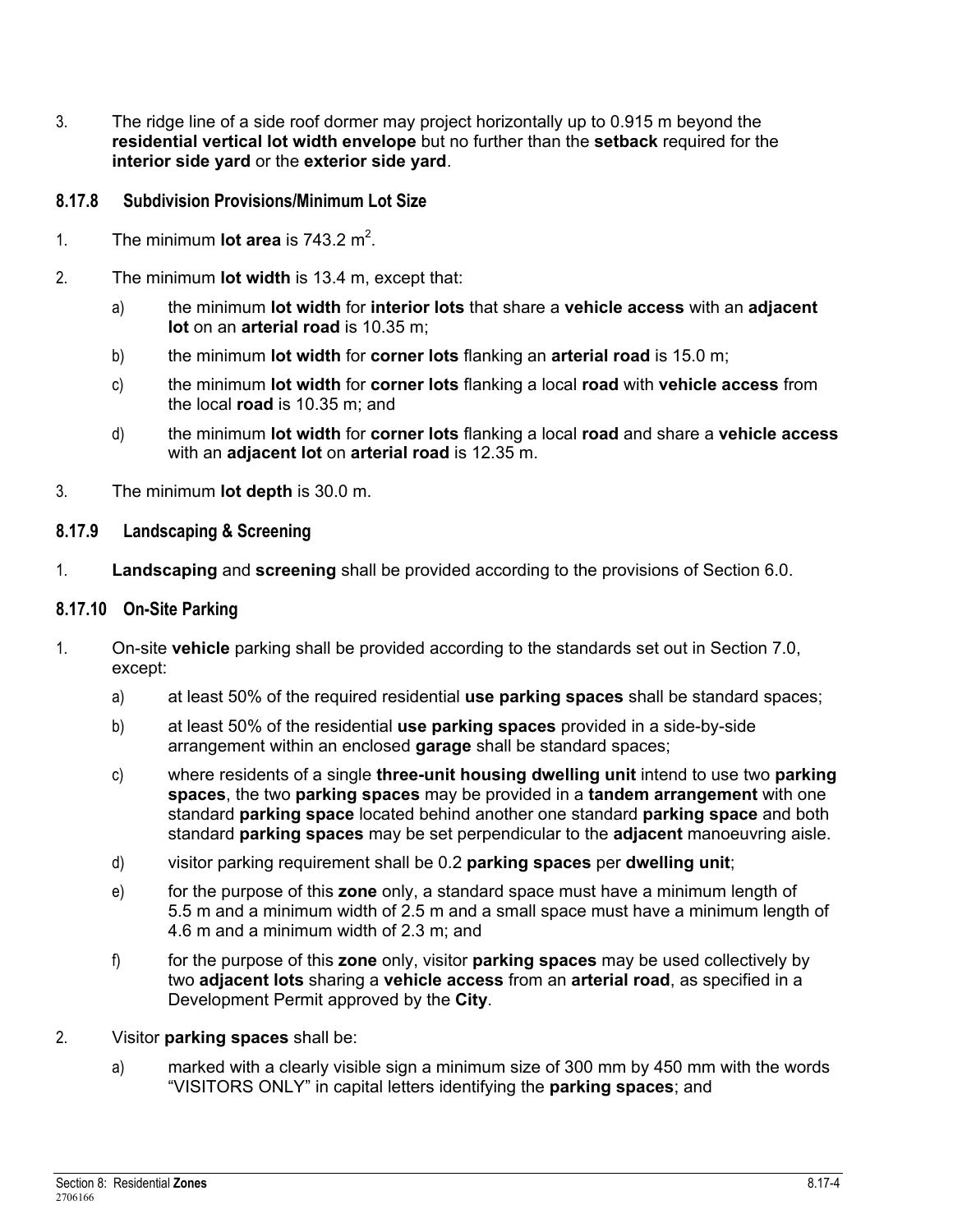3. The ridge line of a side roof dormer may project horizontally up to 0.915 m beyond the **residential vertical lot width envelope** but no further than the **setback** required for the **interior side yard** or the **exterior side yard**.

### 8.17.8 Subdivision Provisions/Minimum Lot Size

1. The minimum **lot area** is 743.2 $m^2$.

2. The minimum **lot width** is 13.4 m, except that:

   a) the minimum **lot width** for **interior lots** that share a **vehicle access** with an **adjacent lot** on an **arterial road** is 10.35 m;

   b) the minimum **lot width** for **corner lots** flanking an **arterial road** is 15.0 m;

   c) the minimum **lot width** for **corner lots** flanking a local **road** with **vehicle access** from the local **road** is 10.35 m; and

   d) the minimum **lot width** for **corner lots** flanking a local **road** and share a **vehicle access** with an **adjacent lot** on **arterial road** is 12.35 m.

3. The minimum **lot depth** is 30.0 m.

### 8.17.9 Landscaping & Screening

1. **Landscaping** and **screening** shall be provided according to the provisions of Section 6.0.

### 8.17.10 On-Site Parking

1. On-site **vehicle** parking shall be provided according to the standards set out in Section 7.0, except:

   a) at least 50% of the required residential **use parking spaces** shall be standard spaces;

   b) at least 50% of the residential **use parking spaces** provided in a side-by-side arrangement within an enclosed **garage** shall be standard spaces;

   c) where residents of a single **three-unit housing dwelling unit** intend to use two **parking spaces**, the two **parking spaces** may be provided in a **tandem arrangement** with one standard **parking space** located behind another one standard **parking space** and both standard **parking spaces** may be set perpendicular to the **adjacent** manoeuvring aisle.

   d) visitor parking requirement shall be 0.2 **parking spaces** per **dwelling unit**;

   e) for the purpose of this **zone** only, a standard space must have a minimum length of 5.5 m and a minimum width of 2.5 m and a small space must have a minimum length of 4.6 m and a minimum width of 2.3 m; and

   f) for the purpose of this **zone** only, visitor **parking spaces** may be used collectively by two **adjacent lots** sharing a **vehicle access** from an **arterial road**, as specified in a Development Permit approved by the **City**.

2. Visitor **parking spaces** shall be:

   a) marked with a clearly visible sign a minimum size of 300 mm by 450 mm with the words "VISITORS ONLY" in capital letters identifying the **parking spaces**; and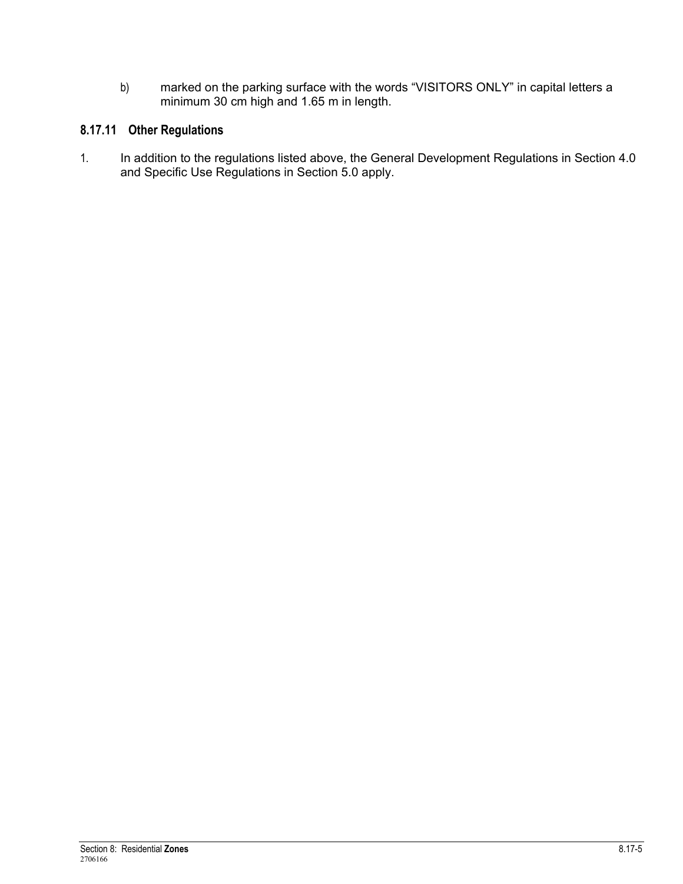b) marked on the parking surface with the words “VISITORS ONLY” in capital letters a minimum 30 cm high and 1.65 m in length.

### 8.17.11 Other Regulations

1. In addition to the regulations listed above, the General Development Regulations in Section 4.0 and Specific Use Regulations in Section 5.0 apply.